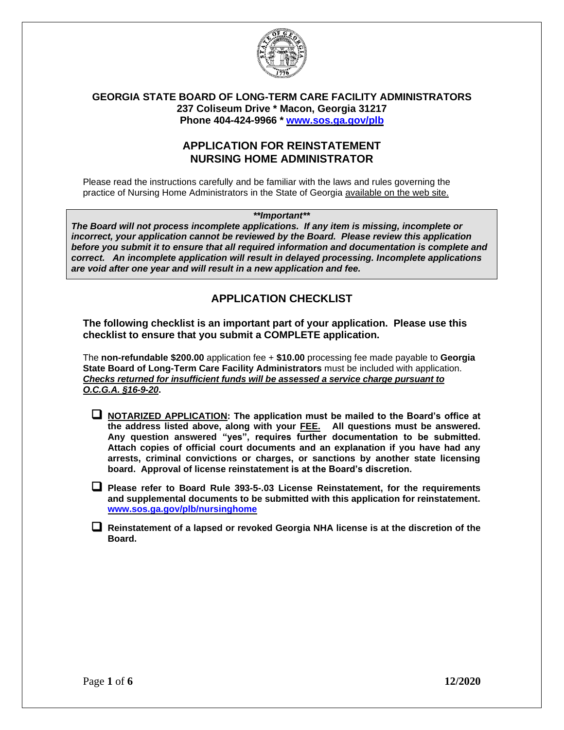**GEORGIA STATE BOARD OF LONG-TERM CARE FACILITY ADMINISTRATORS**
**237 Coliseum Drive * Macon, Georgia 31217**
**Phone 404-424-9966 * [www.sos.ga.gov/plb](http://www.sos.ga.gov/plb)**

# APPLICATION FOR REINSTATEMENT NURSING HOME ADMINISTRATOR

Please read the instructions carefully and be familiar with the laws and rules governing the practice of Nursing Home Administrators in the State of Georgia available on the web site.

> ***\*\*Important\*\****
>
> ***The Board will not process incomplete applications. If any item is missing, incomplete or incorrect, your application cannot be reviewed by the Board. Please review this application before you submit it to ensure that all required information and documentation is complete and correct. An incomplete application will result in delayed processing. Incomplete applications are void after one year and will result in a new application and fee.***

## APPLICATION CHECKLIST

**The following checklist is an important part of your application. Please use this checklist to ensure that you submit a COMPLETE application.**

The **non-refundable $200.00** application fee + **$10.00** processing fee made payable to **Georgia State Board of Long-Term Care Facility Administrators** must be included with application. ***Checks returned for insufficient funds will be assessed a service charge pursuant to O.C.G.A. §16-9-20*.**

- [ ] **NOTARIZED APPLICATION: The application must be mailed to the Board's office at the address listed above, along with your FEE. All questions must be answered. Any question answered "yes", requires further documentation to be submitted. Attach copies of official court documents and an explanation if you have had any arrests, criminal convictions or charges, or sanctions by another state licensing board. Approval of license reinstatement is at the Board's discretion.**
- [ ] **Please refer to Board Rule 393-5-.03 License Reinstatement, for the requirements and supplemental documents to be submitted with this application for reinstatement. [www.sos.ga.gov/plb/nursinghome](http://www.sos.ga.gov/plb/nursinghome)**
- [ ] **Reinstatement of a lapsed or revoked Georgia NHA license is at the discretion of the Board.**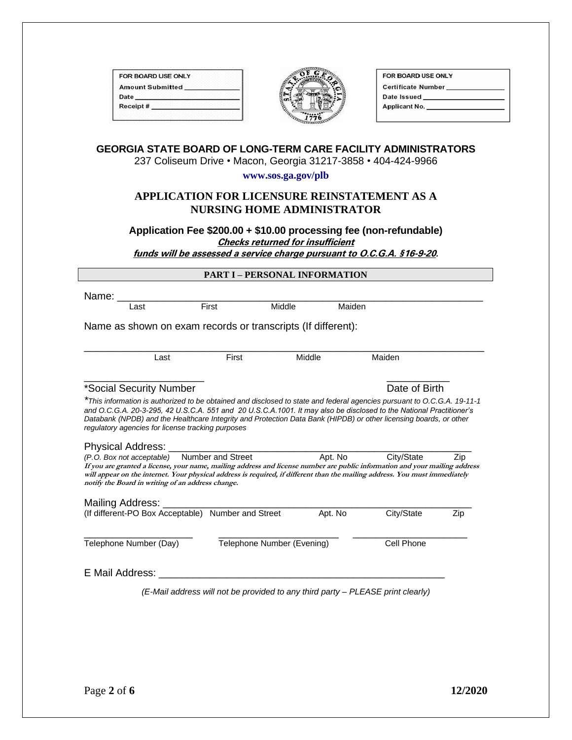| FOR BOARD USE ONLY |
|---|
| Amount Submitted \_\_\_\_\_\_\_\_\_\_\_\_ |
| Date \_\_\_\_\_\_\_\_\_\_\_\_\_\_\_\_\_\_\_\_ |
| Receipt # \_\_\_\_\_\_\_\_\_\_\_\_\_\_\_\_\_ |

| FOR BOARD USE ONLY |
|---|
| Certificate Number \_\_\_\_\_\_\_\_\_\_\_\_ |
| Date Issued \_\_\_\_\_\_\_\_\_\_\_\_\_\_\_\_\_ |
| Applicant No. \_\_\_\_\_\_\_\_\_\_\_\_\_\_\_\_ |

**GEORGIA STATE BOARD OF LONG-TERM CARE FACILITY ADMINISTRATORS**

237 Coliseum Drive • Macon, Georgia 31217-3858 • 404-424-9966

**www.sos.ga.gov/plb**

# APPLICATION FOR LICENSURE REINSTATEMENT AS A NURSING HOME ADMINISTRATOR

**Application Fee $200.00 + $10.00 processing fee (non-refundable)**

***Checks returned for insufficient funds will be assessed a service charge pursuant to O.C.G.A. §16-9-20.***

## PART I – PERSONAL INFORMATION

Name: \_\_\_\_\_\_\_\_\_\_\_\_\_\_\_\_\_\_\_\_\_\_\_\_\_\_\_\_\_\_\_\_\_\_\_\_\_\_\_\_\_\_\_\_\_\_\_\_\_\_\_\_\_\_\_\_\_\_
Last First Middle Maiden

Name as shown on exam records or transcripts (If different):

\_\_\_\_\_\_\_\_\_\_\_\_\_\_\_\_\_\_\_\_\_\_\_\_\_\_\_\_\_\_\_\_\_\_\_\_\_\_\_\_\_\_\_\_\_\_\_\_\_\_\_\_\_\_\_\_\_\_\_\_\_\_
Last First Middle Maiden

\_\_\_\_\_\_\_\_\_\_\_\_\_\_\_\_\_\_\_\_ \_\_\_\_\_\_\_\_\_\_\_\_
*Social Security Number Date of Birth

**This information is authorized to be obtained and disclosed to state and federal agencies pursuant to O.C.G.A. 19-11-1 and O.C.G.A. 20-3-295, 42 U.S.C.A. 551 and 20 U.S.C.A.1001. It may also be disclosed to the National Practitioner's Databank (NPDB) and the Healthcare Integrity and Protection Data Bank (HIPDB) or other licensing boards, or other regulatory agencies for license tracking purposes*

Physical Address: \_\_\_\_\_\_\_\_\_\_\_\_\_\_\_\_\_\_\_\_\_\_\_\_\_\_\_\_\_\_\_\_\_\_\_\_\_\_\_\_\_\_\_\_\_\_\_\_\_\_\_\_\_\_
*(P.O. Box not acceptable)* Number and Street Apt. No City/State Zip

***If you are granted a license, your name, mailing address and license number are public information and your mailing address will appear on the internet. Your physical address is required, if different than the mailing address. You must immediately notify the Board in writing of an address change.***

Mailing Address: \_\_\_\_\_\_\_\_\_\_\_\_\_\_\_\_\_\_\_\_\_\_\_\_\_\_\_\_\_\_\_\_\_\_\_\_\_\_\_\_\_\_\_\_\_\_\_\_\_\_\_\_\_\_
(If different-PO Box Acceptable) Number and Street Apt. No City/State Zip

\_\_\_\_\_\_\_\_\_\_\_\_\_\_\_\_\_\_\_\_ \_\_\_\_\_\_\_\_\_\_\_\_\_\_\_\_\_\_\_\_\_\_ \_\_\_\_\_\_\_\_\_\_\_\_\_\_\_\_\_\_\_\_\_
Telephone Number (Day) Telephone Number (Evening) Cell Phone

E Mail Address: \_\_\_\_\_\_\_\_\_\_\_\_\_\_\_\_\_\_\_\_\_\_\_\_\_\_\_\_\_\_\_\_\_\_\_\_\_\_\_\_\_\_\_\_\_\_\_\_

*(E-Mail address will not be provided to any third party – PLEASE print clearly)*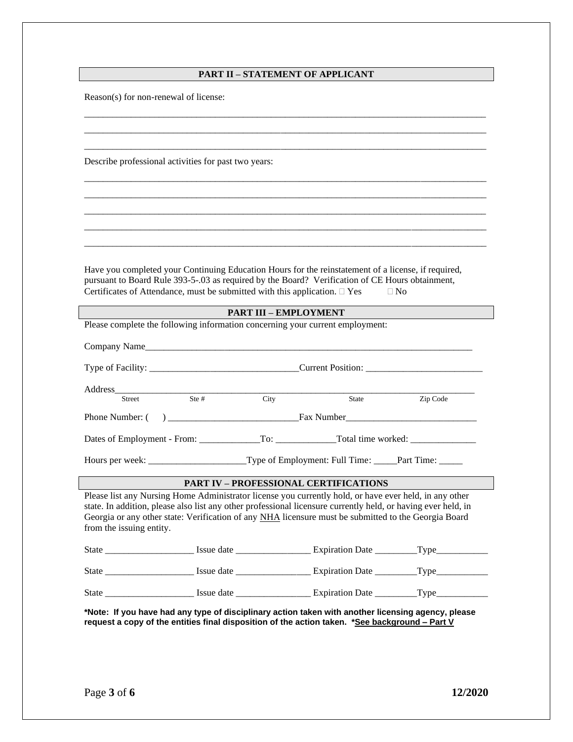## PART II – STATEMENT OF APPLICANT

Reason(s) for non-renewal of license:

_______________________________________________________________________________________

_______________________________________________________________________________________

_______________________________________________________________________________________

Describe professional activities for past two years:

_______________________________________________________________________________________

_______________________________________________________________________________________

_______________________________________________________________________________________

_______________________________________________________________________________________

_______________________________________________________________________________________

Have you completed your Continuing Education Hours for the reinstatement of a license, if required, pursuant to Board Rule 393-5-.03 as required by the Board? Verification of CE Hours obtainment, Certificates of Attendance, must be submitted with this application. ☐ Yes ☐ No

## PART III – EMPLOYMENT

Please complete the following information concerning your current employment:

Company Name_______________________________________________________________________

Type of Facility: _______________________________Current Position: _________________________

Address___________________________________________________________________________

Street Ste # City State Zip Code

Phone Number: ( ) ___________________________Fax Number___________________________

Dates of Employment - From: ____________To: ____________Total time worked: ______________

Hours per week: ____________________Type of Employment: Full Time: _____Part Time: _____

## PART IV – PROFESSIONAL CERTIFICATIONS

Please list any Nursing Home Administrator license you currently hold, or have ever held, in any other state. In addition, please also list any other professional licensure currently held, or having ever held, in Georgia or any other state: Verification of any NHA licensure must be submitted to the Georgia Board from the issuing entity.

State ___________________ Issue date ________________ Expiration Date _________Type___________

State ___________________ Issue date ________________ Expiration Date _________Type___________

State ___________________ Issue date ________________ Expiration Date _________Type___________

**\*Note: If you have had any type of disciplinary action taken with another licensing agency, please request a copy of the entities final disposition of the action taken. \*See background – Part V**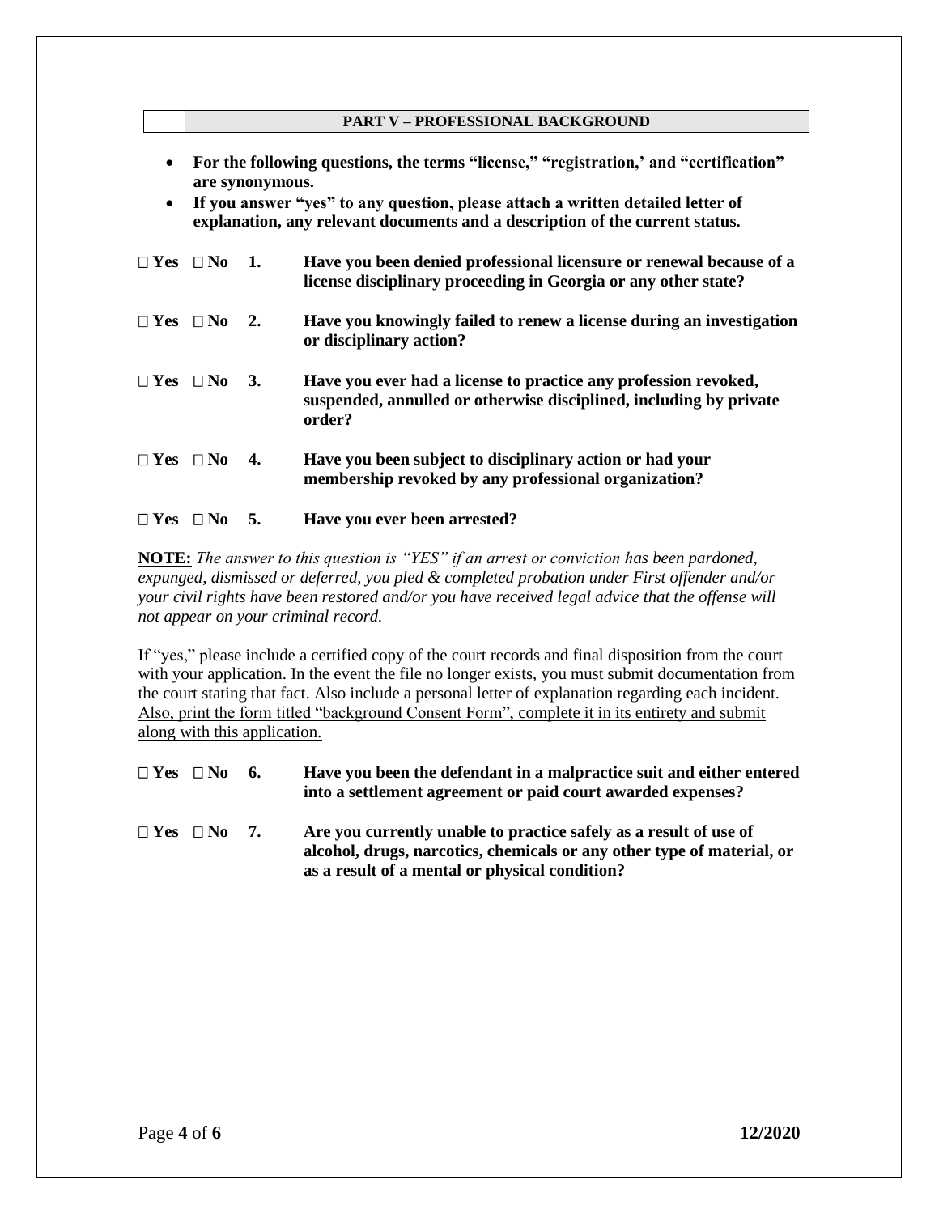## PART V – PROFESSIONAL BACKGROUND

- **For the following questions, the terms "license," "registration,' and "certification" are synonymous.**
- **If you answer "yes" to any question, please attach a written detailed letter of explanation, any relevant documents and a description of the current status.**

**☐ Yes ☐ No 1. Have you been denied professional licensure or renewal because of a license disciplinary proceeding in Georgia or any other state?**

**☐ Yes ☐ No 2. Have you knowingly failed to renew a license during an investigation or disciplinary action?**

**☐ Yes ☐ No 3. Have you ever had a license to practice any profession revoked, suspended, annulled or otherwise disciplined, including by private order?**

**☐ Yes ☐ No 4. Have you been subject to disciplinary action or had your membership revoked by any professional organization?**

**☐ Yes ☐ No 5. Have you ever been arrested?**

**NOTE:** *The answer to this question is "YES" if an arrest or conviction has been pardoned, expunged, dismissed or deferred, you pled & completed probation under First offender and/or your civil rights have been restored and/or you have received legal advice that the offense will not appear on your criminal record.*

If "yes," please include a certified copy of the court records and final disposition from the court with your application. In the event the file no longer exists, you must submit documentation from the court stating that fact. Also include a personal letter of explanation regarding each incident. Also, print the form titled "background Consent Form", complete it in its entirety and submit along with this application.

**☐ Yes ☐ No 6. Have you been the defendant in a malpractice suit and either entered into a settlement agreement or paid court awarded expenses?**

**☐ Yes ☐ No 7. Are you currently unable to practice safely as a result of use of alcohol, drugs, narcotics, chemicals or any other type of material, or as a result of a mental or physical condition?**

**12/2020**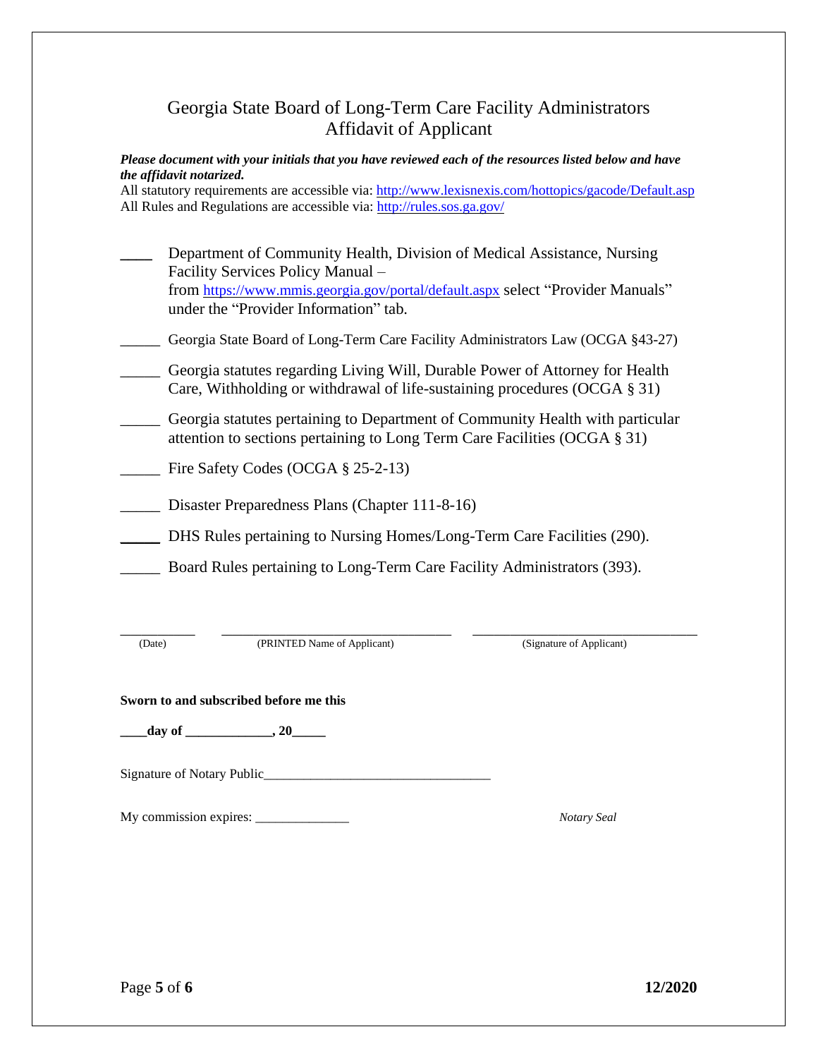# Georgia State Board of Long-Term Care Facility Administrators
## Affidavit of Applicant

***Please document with your initials that you have reviewed each of the resources listed below and have the affidavit notarized.***

All statutory requirements are accessible via: http://www.lexisnexis.com/hottopics/gacode/Default.asp
All Rules and Regulations are accessible via: http://rules.sos.ga.gov/

____ Department of Community Health, Division of Medical Assistance, Nursing Facility Services Policy Manual – from https://www.mmis.georgia.gov/portal/default.aspx select "Provider Manuals" under the "Provider Information" tab.

_____ Georgia State Board of Long-Term Care Facility Administrators Law (OCGA §43-27)

_____ Georgia statutes regarding Living Will, Durable Power of Attorney for Health Care, Withholding or withdrawal of life-sustaining procedures (OCGA § 31)

_____ Georgia statutes pertaining to Department of Community Health with particular attention to sections pertaining to Long Term Care Facilities (OCGA § 31)

_____ Fire Safety Codes (OCGA § 25-2-13)

_____ Disaster Preparedness Plans (Chapter 111-8-16)

_____ DHS Rules pertaining to Nursing Homes/Long-Term Care Facilities (290).

_____ Board Rules pertaining to Long-Term Care Facility Administrators (393).

__________ ______________________________ ______________________________
(Date) (PRINTED Name of Applicant) (Signature of Applicant)

**Sworn to and subscribed before me this**

**____day of ____________, 20_____**

Signature of Notary Public_________________________________

My commission expires: ______________

*Notary Seal*

**12/2020**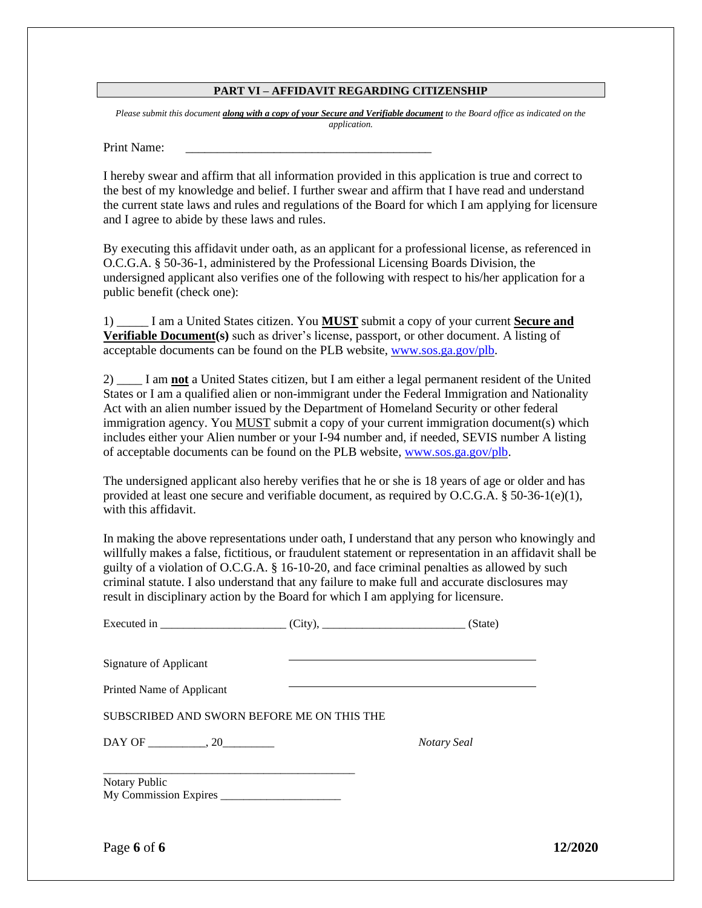## PART VI – AFFIDAVIT REGARDING CITIZENSHIP

*Please submit this document **along with a copy of your Secure and Verifiable document** to the Board office as indicated on the application.*

Print Name: ________________________________________

I hereby swear and affirm that all information provided in this application is true and correct to the best of my knowledge and belief. I further swear and affirm that I have read and understand the current state laws and rules and regulations of the Board for which I am applying for licensure and I agree to abide by these laws and rules.

By executing this affidavit under oath, as an applicant for a professional license, as referenced in O.C.G.A. § 50-36-1, administered by the Professional Licensing Boards Division, the undersigned applicant also verifies one of the following with respect to his/her application for a public benefit (check one):

1) _____ I am a United States citizen. You **MUST** submit a copy of your current **Secure and Verifiable Document(s)** such as driver's license, passport, or other document. A listing of acceptable documents can be found on the PLB website, www.sos.ga.gov/plb.

2) ____ I am **not** a United States citizen, but I am either a legal permanent resident of the United States or I am a qualified alien or non-immigrant under the Federal Immigration and Nationality Act with an alien number issued by the Department of Homeland Security or other federal immigration agency. You MUST submit a copy of your current immigration document(s) which includes either your Alien number or your I-94 number and, if needed, SEVIS number A listing of acceptable documents can be found on the PLB website, www.sos.ga.gov/plb.

The undersigned applicant also hereby verifies that he or she is 18 years of age or older and has provided at least one secure and verifiable document, as required by O.C.G.A. § 50-36-1(e)(1), with this affidavit.

In making the above representations under oath, I understand that any person who knowingly and willfully makes a false, fictitious, or fraudulent statement or representation in an affidavit shall be guilty of a violation of O.C.G.A. § 16-10-20, and face criminal penalties as allowed by such criminal statute. I also understand that any failure to make full and accurate disclosures may result in disciplinary action by the Board for which I am applying for licensure.

Executed in _____________________ (City), ________________________ (State)

Signature of Applicant ________________________________________

Printed Name of Applicant ________________________________________

SUBSCRIBED AND SWORN BEFORE ME ON THIS THE

DAY OF __________, 20_________

*Notary Seal*

_____________________________________________

Notary Public

My Commission Expires _____________________

12/2020